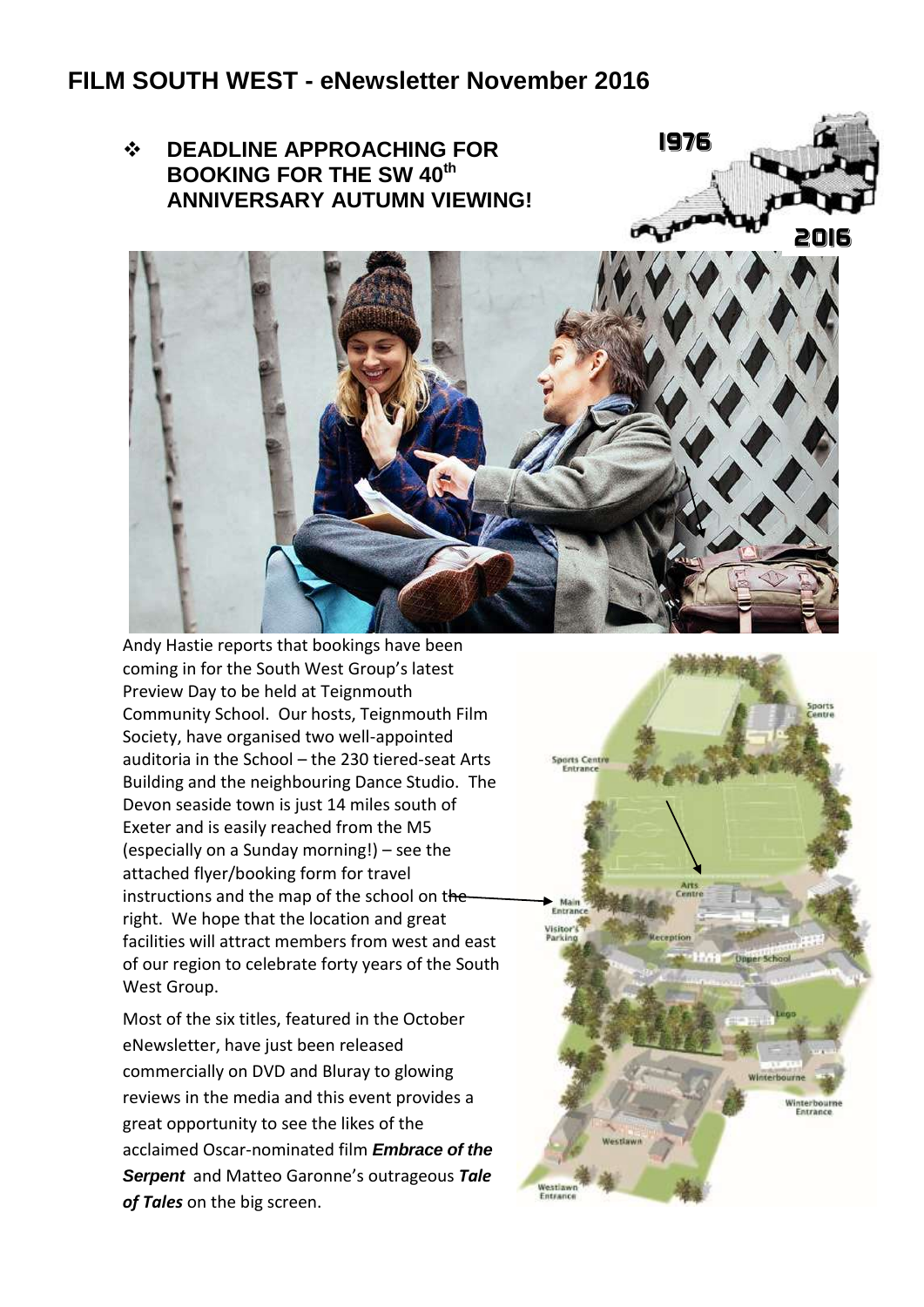# FILM SOUTH WEST - eNewsletter November 2016

- **DEADLINE APPROACHING FOR BOOKING FOR THE SW 40th ANNIVERSARY AUTUMN VIEWING!**

Andy Hastie reports that bookings have been coming in for the South West Group's latest Preview Day to be held at Teignmouth Community School. Our hosts, Teignmouth Film Society, have organised two well-appointed auditoria in the School – the 230 tiered-seat Arts Building and the neighbouring Dance Studio. The Devon seaside town is just 14 miles south of Exeter and is easily reached from the M5 (especially on a Sunday morning!) – see the attached flyer/booking form for travel instructions and the map of the school on the right. We hope that the location and great facilities will attract members from west and east of our region to celebrate forty years of the South West Group.

Most of the six titles, featured in the October eNewsletter, have just been released commercially on DVD and Bluray to glowing reviews in the media and this event provides a great opportunity to see the likes of the acclaimed Oscar-nominated film ***Embrace of the Serpent*** and Matteo Garonne's outrageous ***Tale of Tales*** on the big screen.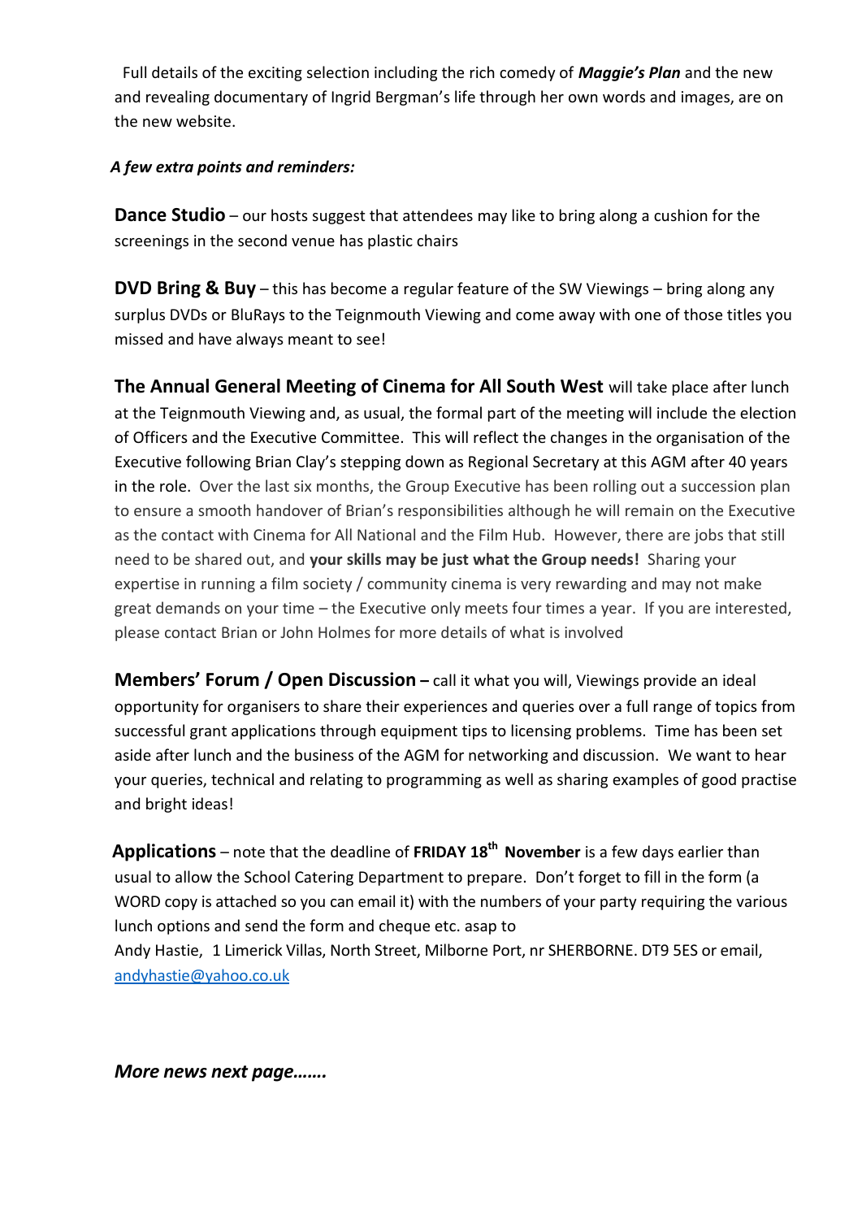Full details of the exciting selection including the rich comedy of ***Maggie's Plan*** and the new and revealing documentary of Ingrid Bergman's life through her own words and images, are on the new website.

***A few extra points and reminders:***

**Dance Studio** – our hosts suggest that attendees may like to bring along a cushion for the screenings in the second venue has plastic chairs

**DVD Bring & Buy** – this has become a regular feature of the SW Viewings – bring along any surplus DVDs or BluRays to the Teignmouth Viewing and come away with one of those titles you missed and have always meant to see!

**The Annual General Meeting of Cinema for All South West** will take place after lunch at the Teignmouth Viewing and, as usual, the formal part of the meeting will include the election of Officers and the Executive Committee. This will reflect the changes in the organisation of the Executive following Brian Clay's stepping down as Regional Secretary at this AGM after 40 years in the role. Over the last six months, the Group Executive has been rolling out a succession plan to ensure a smooth handover of Brian's responsibilities although he will remain on the Executive as the contact with Cinema for All National and the Film Hub. However, there are jobs that still need to be shared out, and **your skills may be just what the Group needs!** Sharing your expertise in running a film society / community cinema is very rewarding and may not make great demands on your time – the Executive only meets four times a year. If you are interested, please contact Brian or John Holmes for more details of what is involved

**Members' Forum / Open Discussion –** call it what you will, Viewings provide an ideal opportunity for organisers to share their experiences and queries over a full range of topics from successful grant applications through equipment tips to licensing problems. Time has been set aside after lunch and the business of the AGM for networking and discussion. We want to hear your queries, technical and relating to programming as well as sharing examples of good practise and bright ideas!

**Applications** – note that the deadline of **FRIDAY 18th November** is a few days earlier than usual to allow the School Catering Department to prepare. Don't forget to fill in the form (a WORD copy is attached so you can email it) with the numbers of your party requiring the various lunch options and send the form and cheque etc. asap to
Andy Hastie, 1 Limerick Villas, North Street, Milborne Port, nr SHERBORNE. DT9 5ES or email, andyhastie@yahoo.co.uk

***More news next page…….***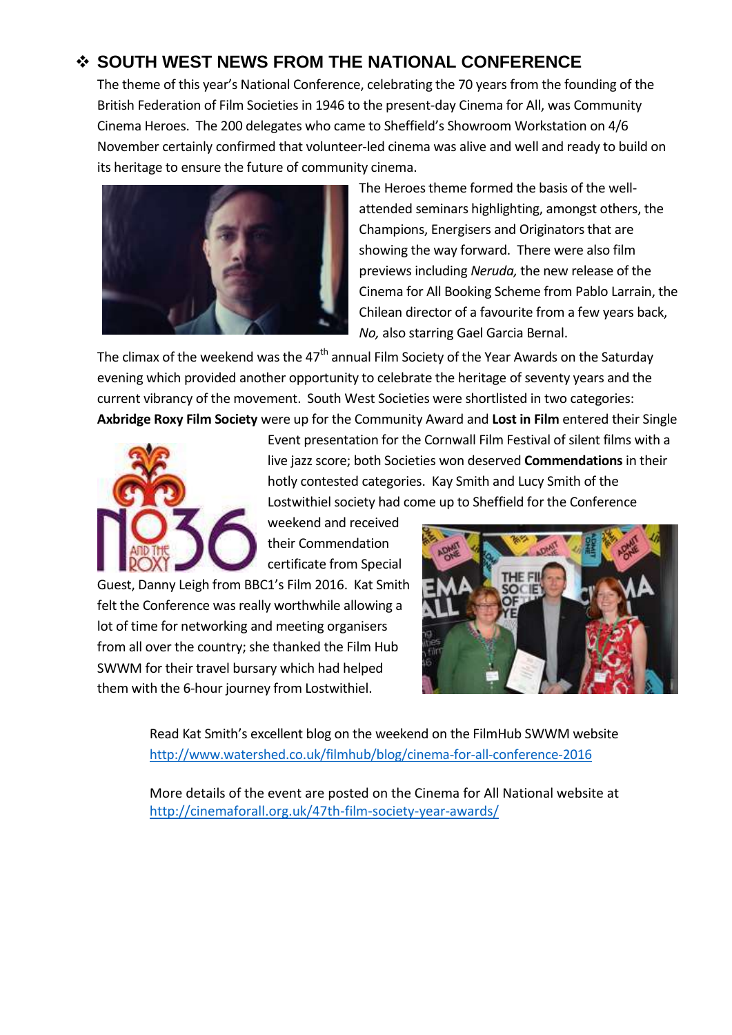## ❖ SOUTH WEST NEWS FROM THE NATIONAL CONFERENCE

The theme of this year's National Conference, celebrating the 70 years from the founding of the British Federation of Film Societies in 1946 to the present-day Cinema for All, was Community Cinema Heroes. The 200 delegates who came to Sheffield's Showroom Workstation on 4/6 November certainly confirmed that volunteer-led cinema was alive and well and ready to build on its heritage to ensure the future of community cinema.

The Heroes theme formed the basis of the well-attended seminars highlighting, amongst others, the Champions, Energisers and Originators that are showing the way forward. There were also film previews including *Neruda,* the new release of the Cinema for All Booking Scheme from Pablo Larrain, the Chilean director of a favourite from a few years back, *No,* also starring Gael Garcia Bernal.

The climax of the weekend was the 47th annual Film Society of the Year Awards on the Saturday evening which provided another opportunity to celebrate the heritage of seventy years and the current vibrancy of the movement. South West Societies were shortlisted in two categories: **Axbridge Roxy Film Society** were up for the Community Award and **Lost in Film** entered their Single Event presentation for the Cornwall Film Festival of silent films with a live jazz score; both Societies won deserved **Commendations** in their hotly contested categories. Kay Smith and Lucy Smith of the Lostwithiel society had come up to Sheffield for the Conference weekend and received their Commendation certificate from Special Guest, Danny Leigh from BBC1's Film 2016. Kat Smith felt the Conference was really worthwhile allowing a lot of time for networking and meeting organisers from all over the country; she thanked the Film Hub SWWM for their travel bursary which had helped them with the 6-hour journey from Lostwithiel.

Read Kat Smith's excellent blog on the weekend on the FilmHub SWWM website
http://www.watershed.co.uk/filmhub/blog/cinema-for-all-conference-2016

More details of the event are posted on the Cinema for All National website at
http://cinemaforall.org.uk/47th-film-society-year-awards/